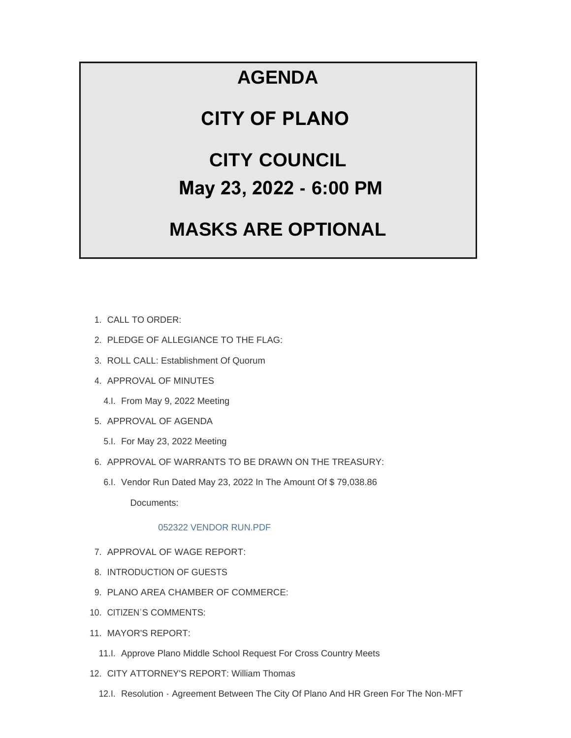# AGENDA

# CITY OF PLANO

# CITY COUNCIL

# May 23, 2022 - 6:00 PM

# MASKS ARE OPTIONAL

1. CALL TO ORDER:
2. PLEDGE OF ALLEGIANCE TO THE FLAG:
3. ROLL CALL: Establishment Of Quorum
4. APPROVAL OF MINUTES
   - 4.I. From May 9, 2022 Meeting
5. APPROVAL OF AGENDA
   - 5.I. For May 23, 2022 Meeting
6. APPROVAL OF WARRANTS TO BE DRAWN ON THE TREASURY:
   - 6.I. Vendor Run Dated May 23, 2022 In The Amount Of $ 79,038.86

     Documents:

     052322 VENDOR RUN.PDF
7. APPROVAL OF WAGE REPORT:
8. INTRODUCTION OF GUESTS
9. PLANO AREA CHAMBER OF COMMERCE:
10. CITIZEN'S COMMENTS:
11. MAYOR'S REPORT:
    - 11.I. Approve Plano Middle School Request For Cross Country Meets
12. CITY ATTORNEY'S REPORT: William Thomas
    - 12.I. Resolution - Agreement Between The City Of Plano And HR Green For The Non-MFT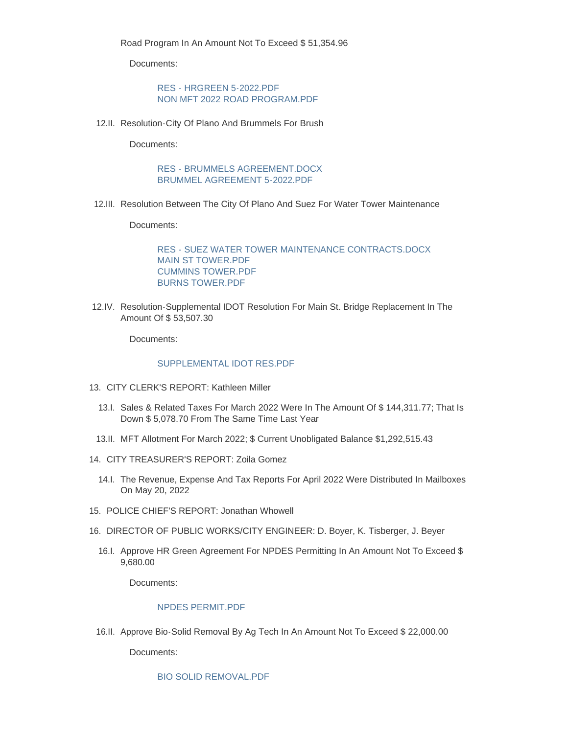Road Program In An Amount Not To Exceed $ 51,354.96

Documents:

RES - HRGREEN 5-2022.PDF
NON MFT 2022 ROAD PROGRAM.PDF

12.II. Resolution-City Of Plano And Brummels For Brush

Documents:

RES - BRUMMELS AGREEMENT.DOCX
BRUMMEL AGREEMENT 5-2022.PDF

12.III. Resolution Between The City Of Plano And Suez For Water Tower Maintenance

Documents:

RES - SUEZ WATER TOWER MAINTENANCE CONTRACTS.DOCX
MAIN ST TOWER.PDF
CUMMINS TOWER.PDF
BURNS TOWER.PDF

12.IV. Resolution-Supplemental IDOT Resolution For Main St. Bridge Replacement In The Amount Of $ 53,507.30

Documents:

SUPPLEMENTAL IDOT RES.PDF

13. CITY CLERK'S REPORT: Kathleen Miller

13.I. Sales & Related Taxes For March 2022 Were In The Amount Of $ 144,311.77; That Is Down $ 5,078.70 From The Same Time Last Year

13.II. MFT Allotment For March 2022; $ Current Unobligated Balance $1,292,515.43

14. CITY TREASURER'S REPORT: Zoila Gomez

14.I. The Revenue, Expense And Tax Reports For April 2022 Were Distributed In Mailboxes On May 20, 2022

15. POLICE CHIEF'S REPORT: Jonathan Whowell

16. DIRECTOR OF PUBLIC WORKS/CITY ENGINEER: D. Boyer, K. Tisberger, J. Beyer

16.I. Approve HR Green Agreement For NPDES Permitting In An Amount Not To Exceed $ 9,680.00

Documents:

NPDES PERMIT.PDF

16.II. Approve Bio-Solid Removal By Ag Tech In An Amount Not To Exceed $ 22,000.00

Documents:

BIO SOLID REMOVAL.PDF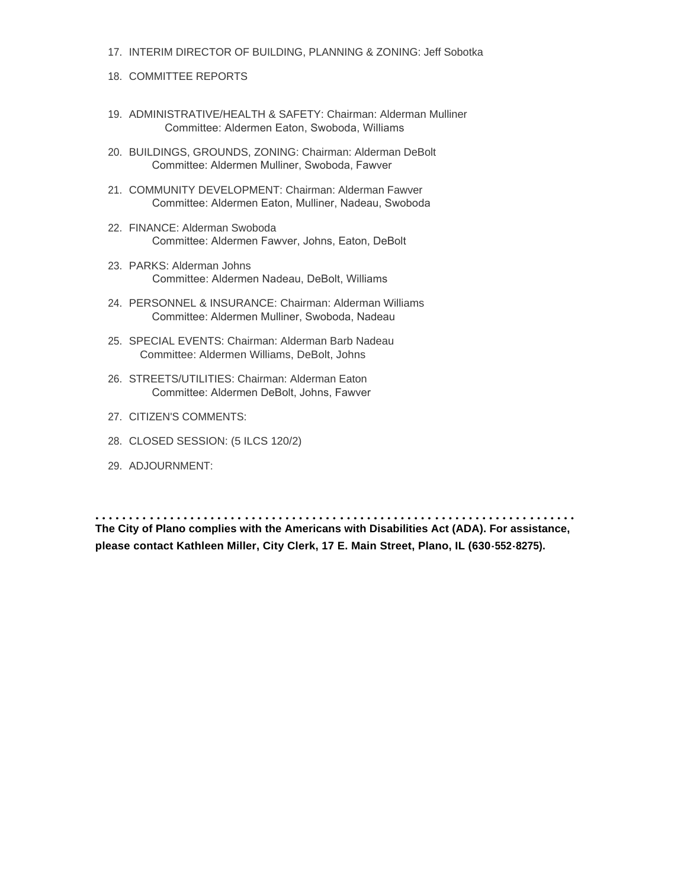17. INTERIM DIRECTOR OF BUILDING, PLANNING & ZONING: Jeff Sobotka

18. COMMITTEE REPORTS

19. ADMINISTRATIVE/HEALTH & SAFETY: Chairman: Alderman Mulliner
    Committee: Aldermen Eaton, Swoboda, Williams

20. BUILDINGS, GROUNDS, ZONING: Chairman: Alderman DeBolt
    Committee: Aldermen Mulliner, Swoboda, Fawver

21. COMMUNITY DEVELOPMENT: Chairman: Alderman Fawver
    Committee: Aldermen Eaton, Mulliner, Nadeau, Swoboda

22. FINANCE: Alderman Swoboda
    Committee: Aldermen Fawver, Johns, Eaton, DeBolt

23. PARKS: Alderman Johns
    Committee: Aldermen Nadeau, DeBolt, Williams

24. PERSONNEL & INSURANCE: Chairman: Alderman Williams
    Committee: Aldermen Mulliner, Swoboda, Nadeau

25. SPECIAL EVENTS: Chairman: Alderman Barb Nadeau
    Committee: Aldermen Williams, DeBolt, Johns

26. STREETS/UTILITIES: Chairman: Alderman Eaton
    Committee: Aldermen DeBolt, Johns, Fawver

27. CITIZEN'S COMMENTS:

28. CLOSED SESSION: (5 ILCS 120/2)

29. ADJOURNMENT:

. . . . . . . . . . . . . . . . . . . . . . . . . . . . . . . . . . . . . . . . . . . . . . . . . . . . . . . . . . . . . . . . . . . .

**The City of Plano complies with the Americans with Disabilities Act (ADA). For assistance, please contact Kathleen Miller, City Clerk, 17 E. Main Street, Plano, IL (630-552-8275).**